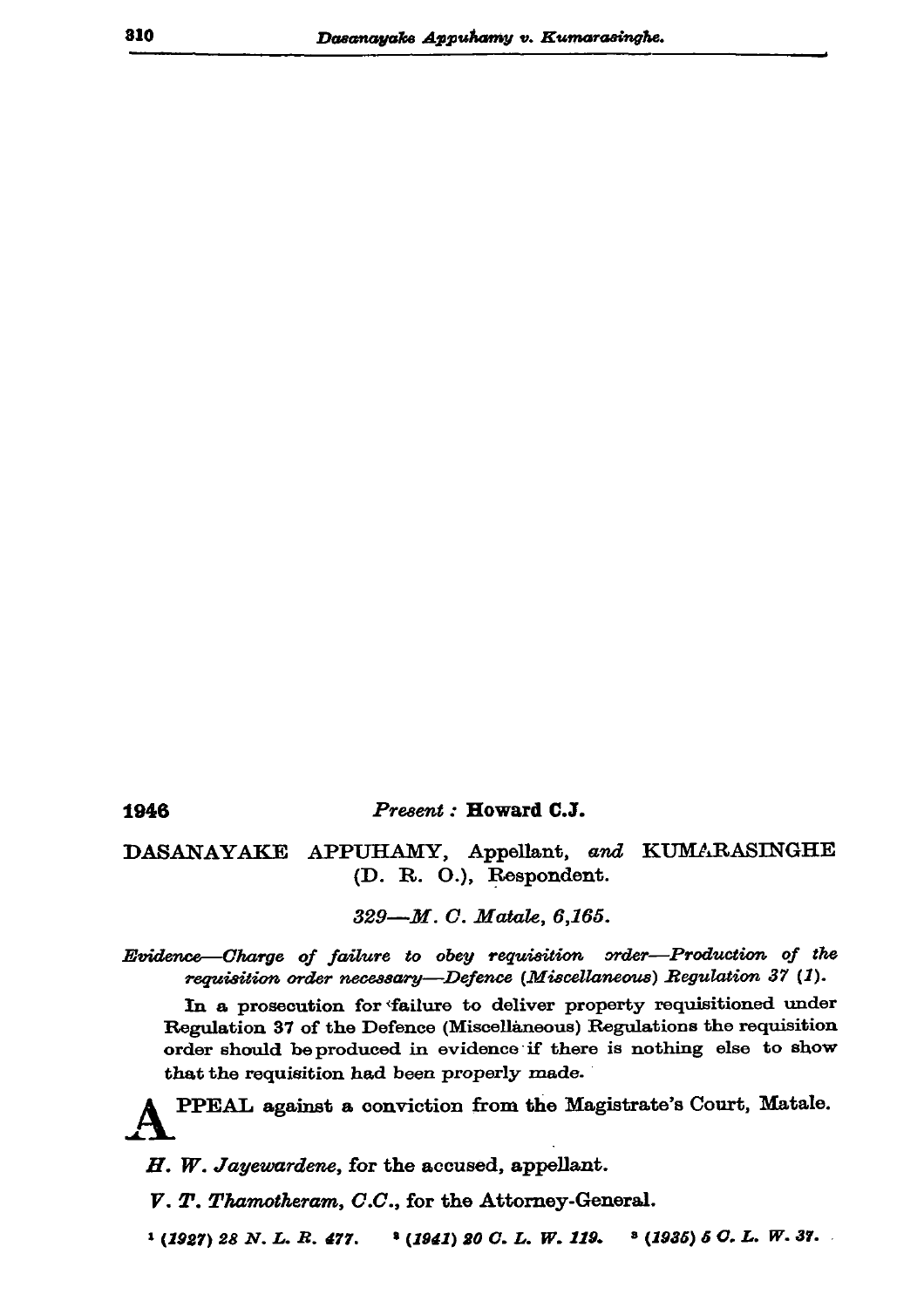1946 *Present :* **Howard C.J.**

DASANAYAKE APPUHAMY, Appellant, *and* KUMARASINGHE (D. R. O.), Respondent.

*329—M. C. Matale, 6,165.*

*Evidence—Charge of failure to obey requisition order—Production of the requisition order necessary—Defence (Miscellaneous) Regulation 37 (1).*

In a prosecution for failure to deliver property requisitioned under Regulation 37 of the Defence (Miscellaneous) Regulations the requisition order should be produced in evidence if there is nothing else to show that the requisition had been properly made.

APPEAL against a conviction from the Magistrate's Court, Matale.

*H. W. Jayewardene*, for the accused, appellant.

*V. T. Thamotheram, C.C.*, for the Attorney-General.

[1] *(1927) 28 N. L. R. 477.* [2] *(1941) 20 C. L. W. 119.* [3] *(1935) 5 C. L. W. 37.*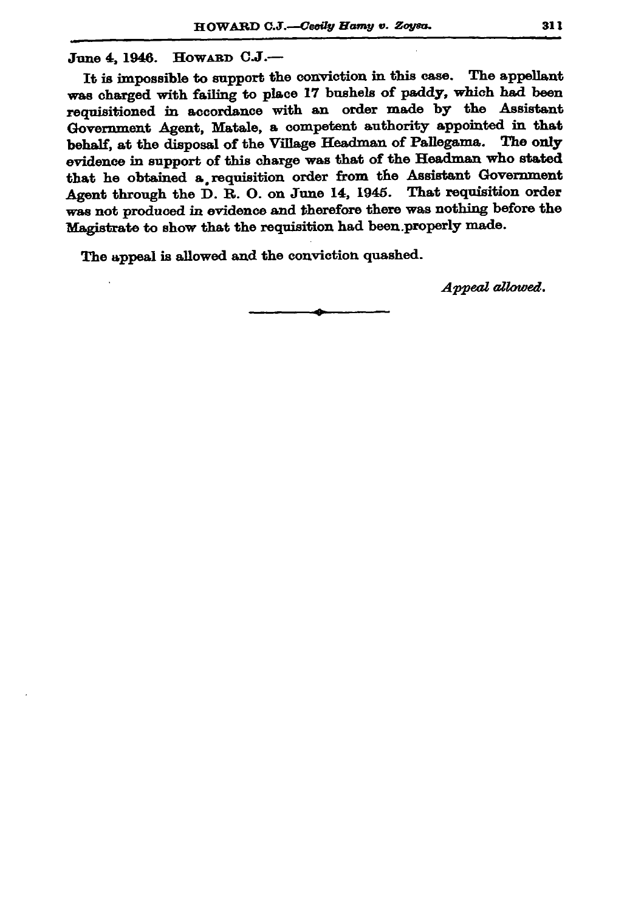June 4, 1946. HOWARD C.J.—

It is impossible to support the conviction in this case. The appellant was charged with failing to place 17 bushels of paddy, which had been requisitioned in accordance with an order made by the Assistant Government Agent, Matale, a competent authority appointed in that behalf, at the disposal of the Village Headman of Pallegama. The only evidence in support of this charge was that of the Headman who stated that he obtained a requisition order from the Assistant Government Agent through the D. R. O. on June 14, 1945. That requisition order was not produced in evidence and therefore there was nothing before the Magistrate to show that the requisition had been properly made.

The appeal is allowed and the conviction quashed.

*Appeal allowed.*